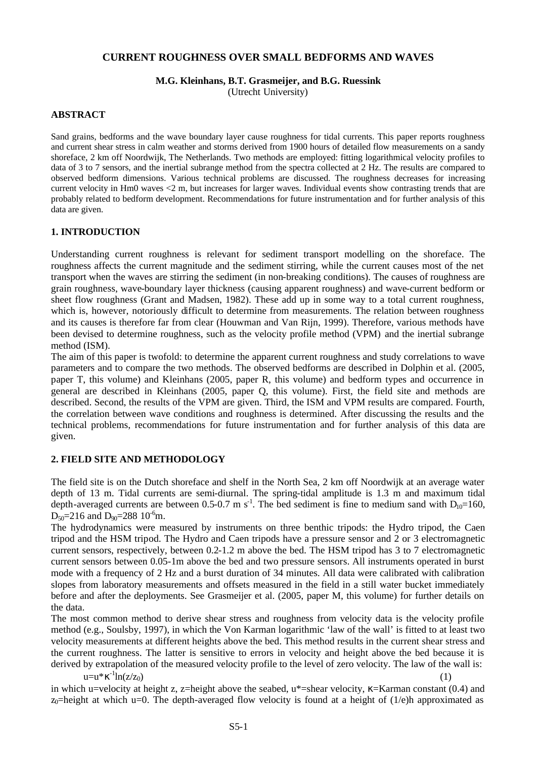# CURRENT ROUGHNESS OVER SMALL BEDFORMS AND WAVES

**M.G. Kleinhans, B.T. Grasmeijer, and B.G. Ruessink**
(Utrecht University)

## ABSTRACT

Sand grains, bedforms and the wave boundary layer cause roughness for tidal currents. This paper reports roughness and current shear stress in calm weather and storms derived from 1900 hours of detailed flow measurements on a sandy shoreface, 2 km off Noordwijk, The Netherlands. Two methods are employed: fitting logarithmical velocity profiles to data of 3 to 7 sensors, and the inertial subrange method from the spectra collected at 2 Hz. The results are compared to observed bedform dimensions. Various technical problems are discussed. The roughness decreases for increasing current velocity in Hm0 waves <2 m, but increases for larger waves. Individual events show contrasting trends that are probably related to bedform development. Recommendations for future instrumentation and for further analysis of this data are given.

## 1. INTRODUCTION

Understanding current roughness is relevant for sediment transport modelling on the shoreface. The roughness affects the current magnitude and the sediment stirring, while the current causes most of the net transport when the waves are stirring the sediment (in non-breaking conditions). The causes of roughness are grain roughness, wave-boundary layer thickness (causing apparent roughness) and wave-current bedform or sheet flow roughness (Grant and Madsen, 1982). These add up in some way to a total current roughness, which is, however, notoriously difficult to determine from measurements. The relation between roughness and its causes is therefore far from clear (Houwman and Van Rijn, 1999). Therefore, various methods have been devised to determine roughness, such as the velocity profile method (VPM) and the inertial subrange method (ISM).

The aim of this paper is twofold: to determine the apparent current roughness and study correlations to wave parameters and to compare the two methods. The observed bedforms are described in Dolphin et al. (2005, paper T, this volume) and Kleinhans (2005, paper R, this volume) and bedform types and occurrence in general are described in Kleinhans (2005, paper Q, this volume). First, the field site and methods are described. Second, the results of the VPM are given. Third, the ISM and VPM results are compared. Fourth, the correlation between wave conditions and roughness is determined. After discussing the results and the technical problems, recommendations for future instrumentation and for further analysis of this data are given.

## 2. FIELD SITE AND METHODOLOGY

The field site is on the Dutch shoreface and shelf in the North Sea, 2 km off Noordwijk at an average water depth of 13 m. Tidal currents are semi-diurnal. The spring-tidal amplitude is 1.3 m and maximum tidal depth-averaged currents are between 0.5-0.7 m $s^{-1}$. The bed sediment is fine to medium sand with $D_{10}$=160, $D_{50}$=216 and $D_{90}$=288 $10^{-6}$m.

The hydrodynamics were measured by instruments on three benthic tripods: the Hydro tripod, the Caen tripod and the HSM tripod. The Hydro and Caen tripods have a pressure sensor and 2 or 3 electromagnetic current sensors, respectively, between 0.2-1.2 m above the bed. The HSM tripod has 3 to 7 electromagnetic current sensors between 0.05-1m above the bed and two pressure sensors. All instruments operated in burst mode with a frequency of 2 Hz and a burst duration of 34 minutes. All data were calibrated with calibration slopes from laboratory measurements and offsets measured in the field in a still water bucket immediately before and after the deployments. See Grasmeijer et al. (2005, paper M, this volume) for further details on the data.

The most common method to derive shear stress and roughness from velocity data is the velocity profile method (e.g., Soulsby, 1997), in which the Von Karman logarithmic 'law of the wall' is fitted to at least two velocity measurements at different heights above the bed. This method results in the current shear stress and the current roughness. The latter is sensitive to errors in velocity and height above the bed because it is derived by extrapolation of the measured velocity profile to the level of zero velocity. The law of the wall is:

$$u = u_* \kappa^{-1} \ln(z/z_0) \tag{1}$$

in which u=velocity at height z, z=height above the seabed, $u_*$=shear velocity, $\kappa$=Karman constant (0.4) and $z_0$=height at which u=0. The depth-averaged flow velocity is found at a height of (1/e)h approximated as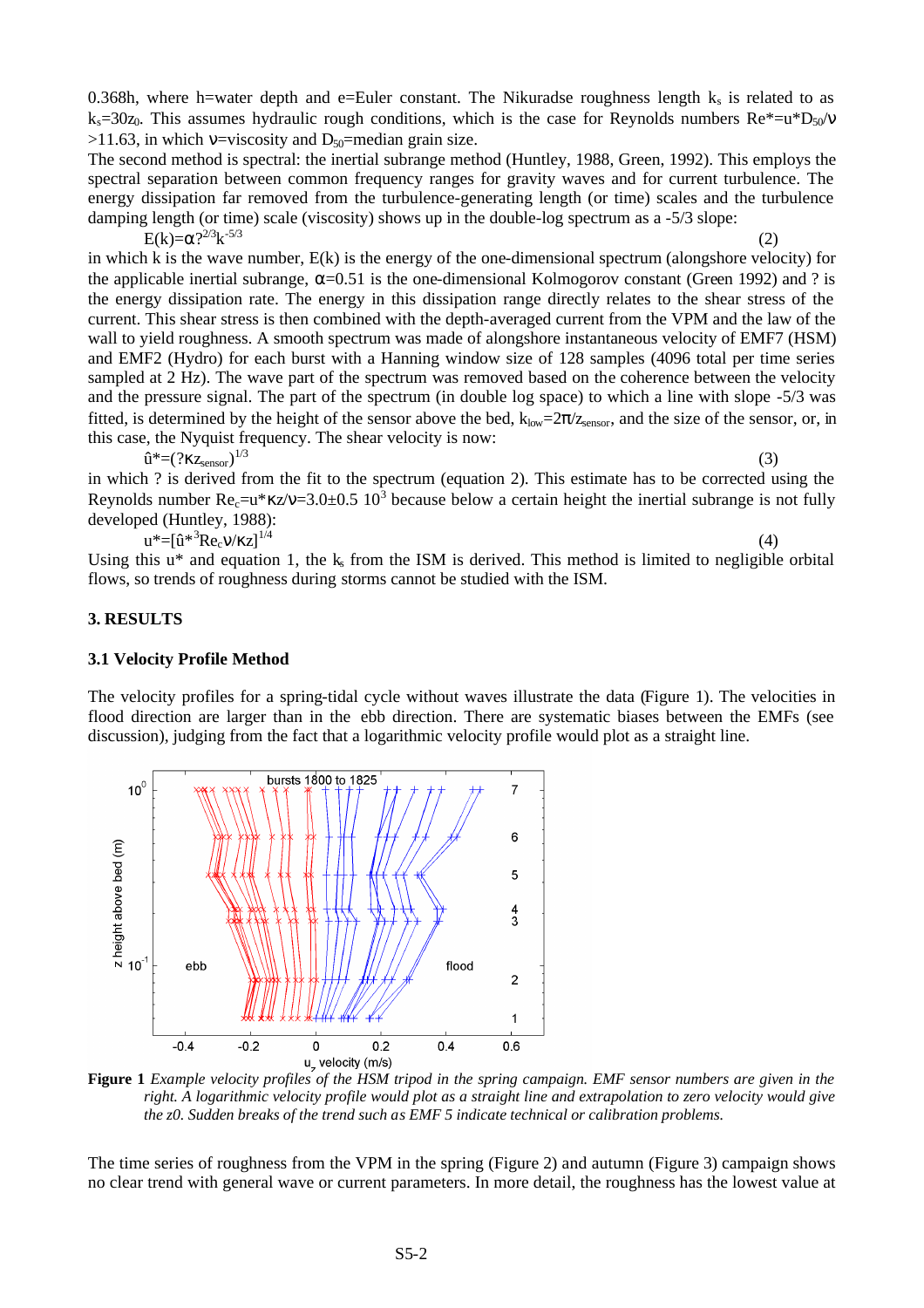0.368h, where h=water depth and e=Euler constant. The Nikuradse roughness length $k_s$ is related to as $k_s=30z_0$. This assumes hydraulic rough conditions, which is the case for Reynolds numbers $Re^*=u^*D_{50}/\nu > 11.63$, in which $\nu$=viscosity and $D_{50}$=median grain size.

The second method is spectral: the inertial subrange method (Huntley, 1988, Green, 1992). This employs the spectral separation between common frequency ranges for gravity waves and for current turbulence. The energy dissipation far removed from the turbulence-generating length (or time) scales and the turbulence damping length (or time) scale (viscosity) shows up in the double-log spectrum as a -5/3 slope:

$$E(k)=\alpha ?^{2/3}k^{-5/3} \tag{2}$$

in which k is the wave number, E(k) is the energy of the one-dimensional spectrum (alongshore velocity) for the applicable inertial subrange, $\alpha$=0.51 is the one-dimensional Kolmogorov constant (Green 1992) and ? is the energy dissipation rate. The energy in this dissipation range directly relates to the shear stress of the current. This shear stress is then combined with the depth-averaged current from the VPM and the law of the wall to yield roughness. A smooth spectrum was made of alongshore instantaneous velocity of EMF7 (HSM) and EMF2 (Hydro) for each burst with a Hanning window size of 128 samples (4096 total per time series sampled at 2 Hz). The wave part of the spectrum was removed based on the coherence between the velocity and the pressure signal. The part of the spectrum (in double log space) to which a line with slope -5/3 was fitted, is determined by the height of the sensor above the bed, $k_{low}=2\pi/z_{sensor}$, and the size of the sensor, or, in this case, the Nyquist frequency. The shear velocity is now:

$$\hat{u}^*=(?\kappa z_{sensor})^{1/3} \tag{3}$$

in which ? is derived from the fit to the spectrum (equation 2). This estimate has to be corrected using the Reynolds number $Re_c=u^*\kappa z/\nu=3.0\pm0.5\ 10^3$ because below a certain height the inertial subrange is not fully developed (Huntley, 1988):

$$u^*=[\hat{u}^{*3}Re_c\nu/\kappa z]^{1/4} \tag{4}$$

Using this u* and equation 1, the $k_s$ from the ISM is derived. This method is limited to negligible orbital flows, so trends of roughness during storms cannot be studied with the ISM.

## 3. RESULTS

### 3.1 Velocity Profile Method

The velocity profiles for a spring-tidal cycle without waves illustrate the data (Figure 1). The velocities in flood direction are larger than in the ebb direction. There are systematic biases between the EMFs (see discussion), judging from the fact that a logarithmic velocity profile would plot as a straight line.

**Figure 1** *Example velocity profiles of the HSM tripod in the spring campaign. EMF sensor numbers are given in the right. A logarithmic velocity profile would plot as a straight line and extrapolation to zero velocity would give the z0. Sudden breaks of the trend such as EMF 5 indicate technical or calibration problems.*

The time series of roughness from the VPM in the spring (Figure 2) and autumn (Figure 3) campaign shows no clear trend with general wave or current parameters. In more detail, the roughness has the lowest value at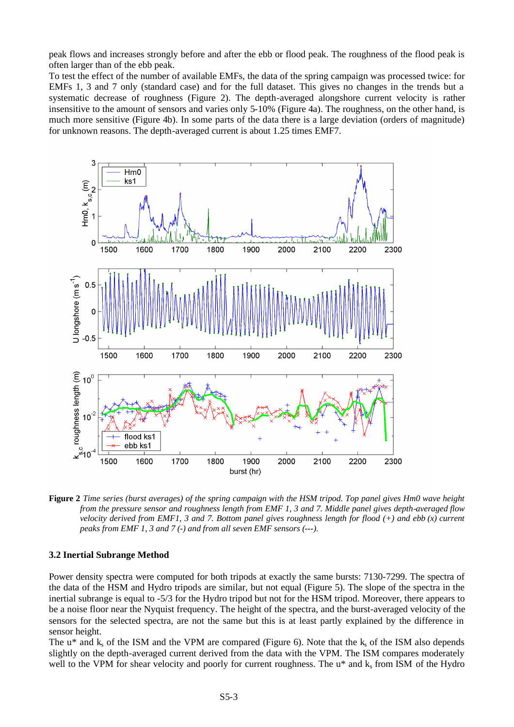peak flows and increases strongly before and after the ebb or flood peak. The roughness of the flood peak is often larger than of the ebb peak.

To test the effect of the number of available EMFs, the data of the spring campaign was processed twice: for EMFs 1, 3 and 7 only (standard case) and for the full dataset. This gives no changes in the trends but a systematic decrease of roughness (Figure 2). The depth-averaged alongshore current velocity is rather insensitive to the amount of sensors and varies only 5-10% (Figure 4a). The roughness, on the other hand, is much more sensitive (Figure 4b). In some parts of the data there is a large deviation (orders of magnitude) for unknown reasons. The depth-averaged current is about 1.25 times EMF7.

**Figure 2** *Time series (burst averages) of the spring campaign with the HSM tripod. Top panel gives Hm0 wave height from the pressure sensor and roughness length from EMF 1, 3 and 7. Middle panel gives depth-averaged flow velocity derived from EMF1, 3 and 7. Bottom panel gives roughness length for flood (+) and ebb (x) current peaks from EMF 1, 3 and 7 (-) and from all seven EMF sensors (---).*

### 3.2 Inertial Subrange Method

Power density spectra were computed for both tripods at exactly the same bursts: 7130-7299. The spectra of the data of the HSM and Hydro tripods are similar, but not equal (Figure 5). The slope of the spectra in the inertial subrange is equal to -5/3 for the Hydro tripod but not for the HSM tripod. Moreover, there appears to be a noise floor near the Nyquist frequency. The height of the spectra, and the burst-averaged velocity of the sensors for the selected spectra, are not the same but this is at least partly explained by the difference in sensor height.

The u* and $k_s$ of the ISM and the VPM are compared (Figure 6). Note that the $k_s$ of the ISM also depends slightly on the depth-averaged current derived from the data with the VPM. The ISM compares moderately well to the VPM for shear velocity and poorly for current roughness. The u* and $k_s$ from ISM of the Hydro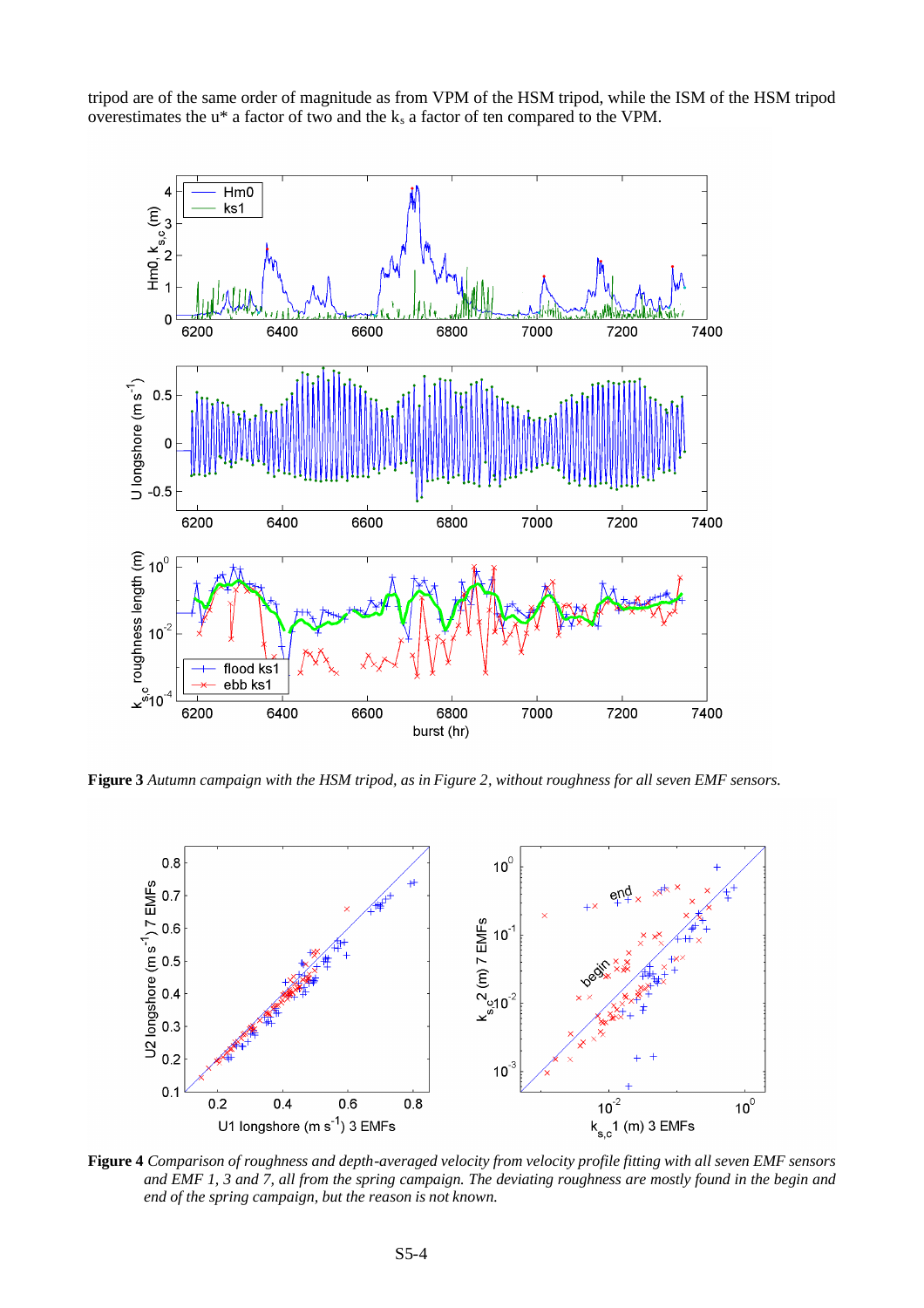tripod are of the same order of magnitude as from VPM of the HSM tripod, while the ISM of the HSM tripod overestimates the u* a factor of two and the $k_s$ a factor of ten compared to the VPM.

**Figure 3** *Autumn campaign with the HSM tripod, as in Figure 2, without roughness for all seven EMF sensors.*

**Figure 4** *Comparison of roughness and depth-averaged velocity from velocity profile fitting with all seven EMF sensors and EMF 1, 3 and 7, all from the spring campaign. The deviating roughness are mostly found in the begin and end of the spring campaign, but the reason is not known.*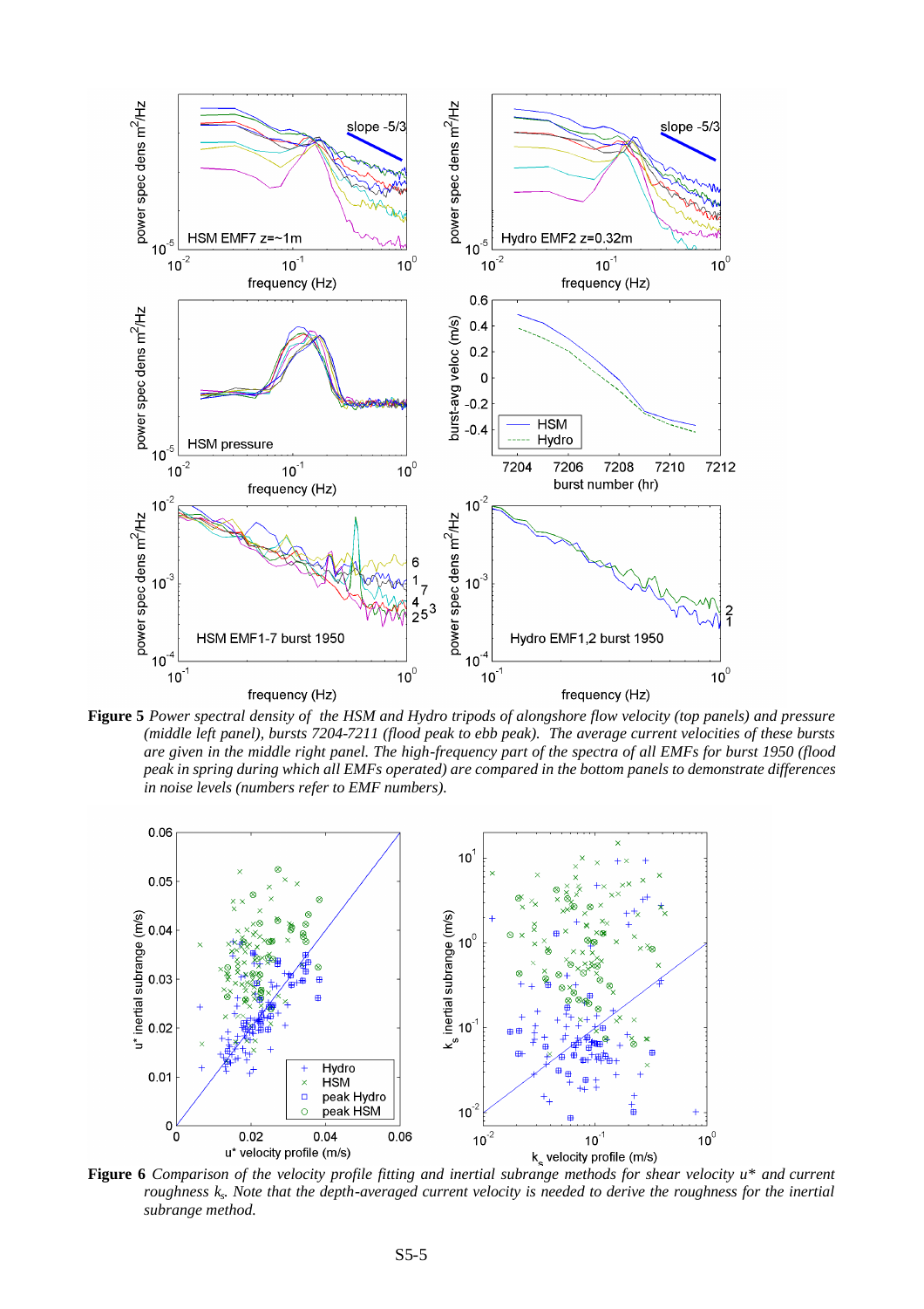**Figure 5** *Power spectral density of the HSM and Hydro tripods of alongshore flow velocity (top panels) and pressure (middle left panel), bursts 7204-7211 (flood peak to ebb peak). The average current velocities of these bursts are given in the middle right panel. The high-frequency part of the spectra of all EMFs for burst 1950 (flood peak in spring during which all EMFs operated) are compared in the bottom panels to demonstrate differences in noise levels (numbers refer to EMF numbers).*

**Figure 6** *Comparison of the velocity profile fitting and inertial subrange methods for shear velocity u\* and current roughness $k_s$. Note that the depth-averaged current velocity is needed to derive the roughness for the inertial subrange method.*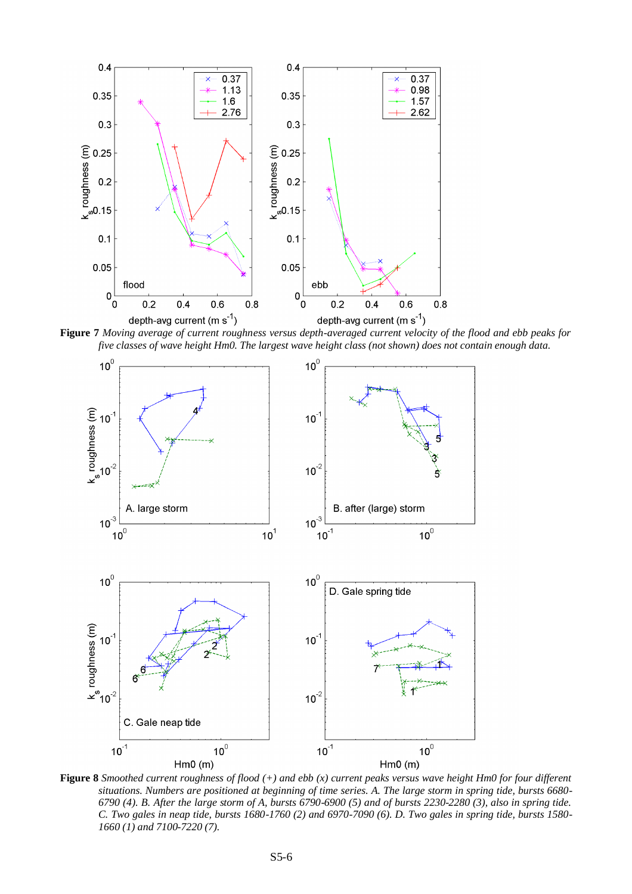**Figure 7** *Moving average of current roughness versus depth-averaged current velocity of the flood and ebb peaks for five classes of wave height Hm0. The largest wave height class (not shown) does not contain enough data.*

**Figure 8** *Smoothed current roughness of flood (+) and ebb (x) current peaks versus wave height Hm0 for four different situations. Numbers are positioned at beginning of time series. A. The large storm in spring tide, bursts 6680-6790 (4). B. After the large storm of A, bursts 6790-6900 (5) and of bursts 2230-2280 (3), also in spring tide. C. Two gales in neap tide, bursts 1680-1760 (2) and 6970-7090 (6). D. Two gales in spring tide, bursts 1580-1660 (1) and 7100-7220 (7).*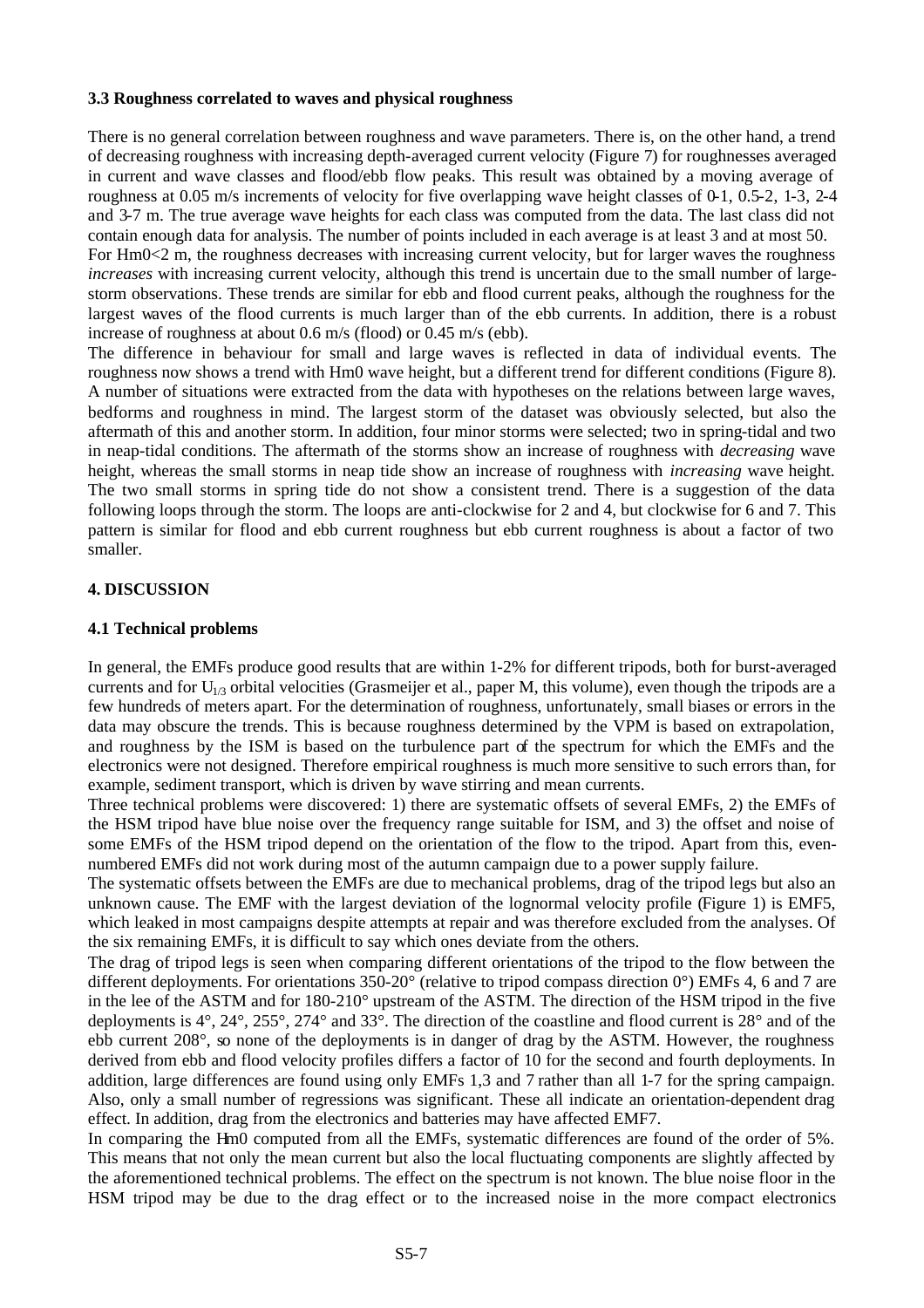### 3.3 Roughness correlated to waves and physical roughness

There is no general correlation between roughness and wave parameters. There is, on the other hand, a trend of decreasing roughness with increasing depth-averaged current velocity (Figure 7) for roughnesses averaged in current and wave classes and flood/ebb flow peaks. This result was obtained by a moving average of roughness at 0.05 m/s increments of velocity for five overlapping wave height classes of 0-1, 0.5-2, 1-3, 2-4 and 3-7 m. The true average wave heights for each class was computed from the data. The last class did not contain enough data for analysis. The number of points included in each average is at least 3 and at most 50.

For Hm0<2 m, the roughness decreases with increasing current velocity, but for larger waves the roughness *increases* with increasing current velocity, although this trend is uncertain due to the small number of large-storm observations. These trends are similar for ebb and flood current peaks, although the roughness for the largest waves of the flood currents is much larger than of the ebb currents. In addition, there is a robust increase of roughness at about 0.6 m/s (flood) or 0.45 m/s (ebb).

The difference in behaviour for small and large waves is reflected in data of individual events. The roughness now shows a trend with Hm0 wave height, but a different trend for different conditions (Figure 8). A number of situations were extracted from the data with hypotheses on the relations between large waves, bedforms and roughness in mind. The largest storm of the dataset was obviously selected, but also the aftermath of this and another storm. In addition, four minor storms were selected; two in spring-tidal and two in neap-tidal conditions. The aftermath of the storms show an increase of roughness with *decreasing* wave height, whereas the small storms in neap tide show an increase of roughness with *increasing* wave height. The two small storms in spring tide do not show a consistent trend. There is a suggestion of the data following loops through the storm. The loops are anti-clockwise for 2 and 4, but clockwise for 6 and 7. This pattern is similar for flood and ebb current roughness but ebb current roughness is about a factor of two smaller.

## 4. DISCUSSION

### 4.1 Technical problems

In general, the EMFs produce good results that are within 1-2% for different tripods, both for burst-averaged currents and for $U_{1/3}$ orbital velocities (Grasmeijer et al., paper M, this volume), even though the tripods are a few hundreds of meters apart. For the determination of roughness, unfortunately, small biases or errors in the data may obscure the trends. This is because roughness determined by the VPM is based on extrapolation, and roughness by the ISM is based on the turbulence part of the spectrum for which the EMFs and the electronics were not designed. Therefore empirical roughness is much more sensitive to such errors than, for example, sediment transport, which is driven by wave stirring and mean currents.

Three technical problems were discovered: 1) there are systematic offsets of several EMFs, 2) the EMFs of the HSM tripod have blue noise over the frequency range suitable for ISM, and 3) the offset and noise of some EMFs of the HSM tripod depend on the orientation of the flow to the tripod. Apart from this, even-numbered EMFs did not work during most of the autumn campaign due to a power supply failure.

The systematic offsets between the EMFs are due to mechanical problems, drag of the tripod legs but also an unknown cause. The EMF with the largest deviation of the lognormal velocity profile (Figure 1) is EMF5, which leaked in most campaigns despite attempts at repair and was therefore excluded from the analyses. Of the six remaining EMFs, it is difficult to say which ones deviate from the others.

The drag of tripod legs is seen when comparing different orientations of the tripod to the flow between the different deployments. For orientations 350-20° (relative to tripod compass direction 0°) EMFs 4, 6 and 7 are in the lee of the ASTM and for 180-210° upstream of the ASTM. The direction of the HSM tripod in the five deployments is 4°, 24°, 255°, 274° and 33°. The direction of the coastline and flood current is 28° and of the ebb current 208°, so none of the deployments is in danger of drag by the ASTM. However, the roughness derived from ebb and flood velocity profiles differs a factor of 10 for the second and fourth deployments. In addition, large differences are found using only EMFs 1,3 and 7 rather than all 1-7 for the spring campaign. Also, only a small number of regressions was significant. These all indicate an orientation-dependent drag effect. In addition, drag from the electronics and batteries may have affected EMF7.

In comparing the Hm0 computed from all the EMFs, systematic differences are found of the order of 5%. This means that not only the mean current but also the local fluctuating components are slightly affected by the aforementioned technical problems. The effect on the spectrum is not known. The blue noise floor in the HSM tripod may be due to the drag effect or to the increased noise in the more compact electronics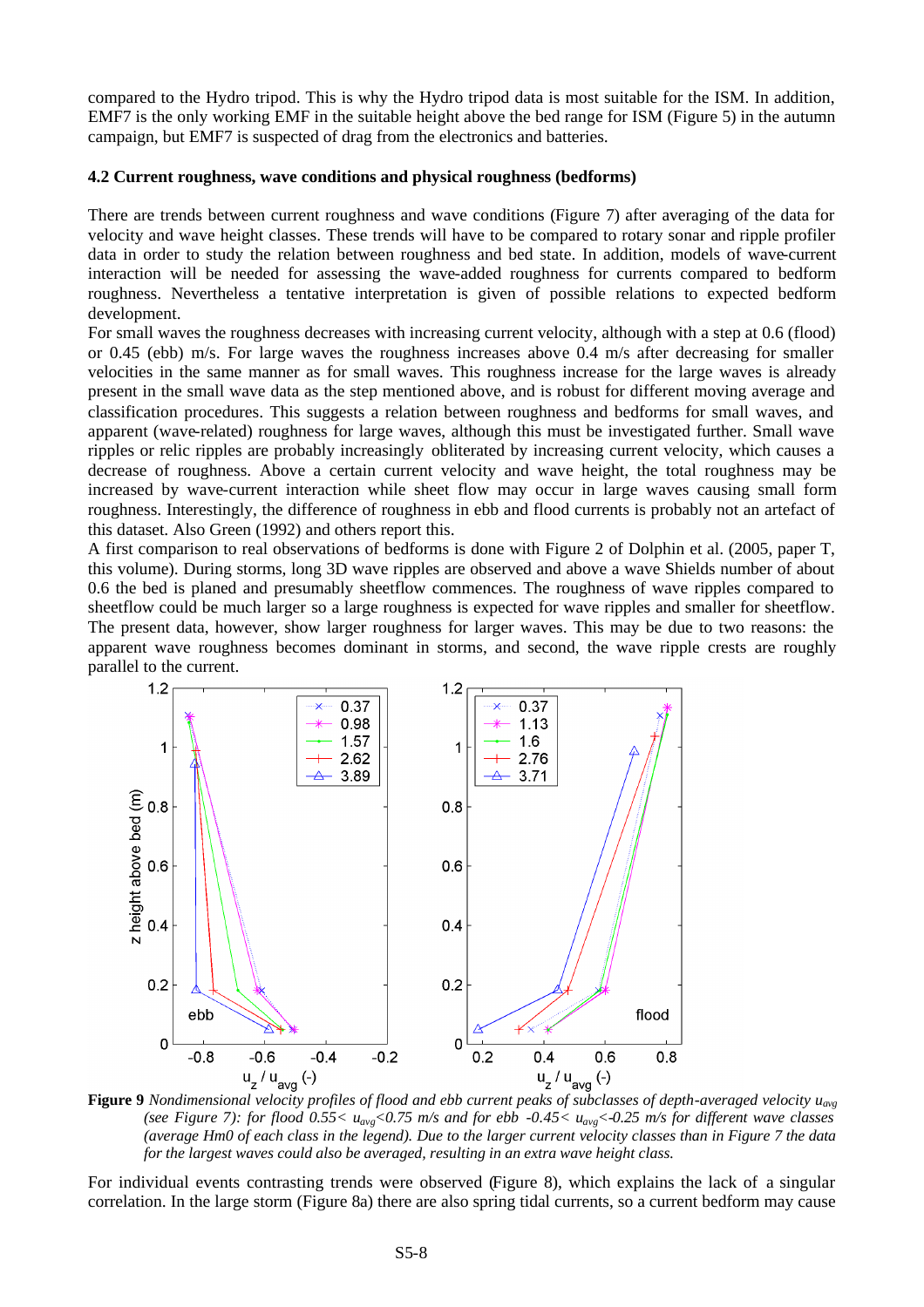compared to the Hydro tripod. This is why the Hydro tripod data is most suitable for the ISM. In addition, EMF7 is the only working EMF in the suitable height above the bed range for ISM (Figure 5) in the autumn campaign, but EMF7 is suspected of drag from the electronics and batteries.

### 4.2 Current roughness, wave conditions and physical roughness (bedforms)

There are trends between current roughness and wave conditions (Figure 7) after averaging of the data for velocity and wave height classes. These trends will have to be compared to rotary sonar and ripple profiler data in order to study the relation between roughness and bed state. In addition, models of wave-current interaction will be needed for assessing the wave-added roughness for currents compared to bedform roughness. Nevertheless a tentative interpretation is given of possible relations to expected bedform development.

For small waves the roughness decreases with increasing current velocity, although with a step at 0.6 (flood) or 0.45 (ebb) m/s. For large waves the roughness increases above 0.4 m/s after decreasing for smaller velocities in the same manner as for small waves. This roughness increase for the large waves is already present in the small wave data as the step mentioned above, and is robust for different moving average and classification procedures. This suggests a relation between roughness and bedforms for small waves, and apparent (wave-related) roughness for large waves, although this must be investigated further. Small wave ripples or relic ripples are probably increasingly obliterated by increasing current velocity, which causes a decrease of roughness. Above a certain current velocity and wave height, the total roughness may be increased by wave-current interaction while sheet flow may occur in large waves causing small form roughness. Interestingly, the difference of roughness in ebb and flood currents is probably not an artefact of this dataset. Also Green (1992) and others report this.

A first comparison to real observations of bedforms is done with Figure 2 of Dolphin et al. (2005, paper T, this volume). During storms, long 3D wave ripples are observed and above a wave Shields number of about 0.6 the bed is planed and presumably sheetflow commences. The roughness of wave ripples compared to sheetflow could be much larger so a large roughness is expected for wave ripples and smaller for sheetflow. The present data, however, show larger roughness for larger waves. This may be due to two reasons: the apparent wave roughness becomes dominant in storms, and second, the wave ripple crests are roughly parallel to the current.

**Figure 9** *Nondimensional velocity profiles of flood and ebb current peaks of subclasses of depth-averaged velocity $u_{avg}$ (see Figure 7): for flood $0.55 < u_{avg} < 0.75$ m/s and for ebb $-0.45 < u_{avg} < -0.25$ m/s for different wave classes (average Hm0 of each class in the legend). Due to the larger current velocity classes than in Figure 7 the data for the largest waves could also be averaged, resulting in an extra wave height class.*

For individual events contrasting trends were observed (Figure 8), which explains the lack of a singular correlation. In the large storm (Figure 8a) there are also spring tidal currents, so a current bedform may cause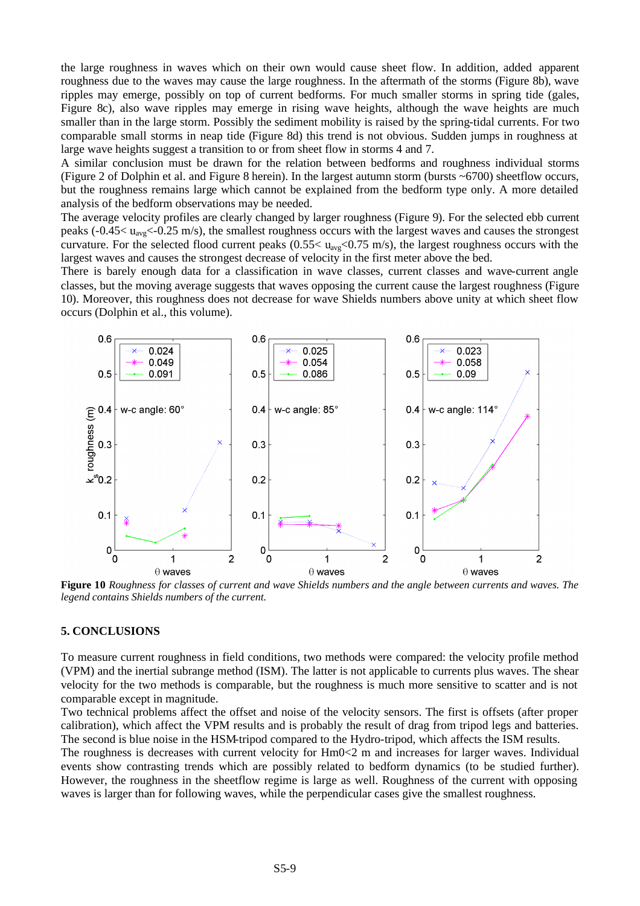the large roughness in waves which on their own would cause sheet flow. In addition, added apparent roughness due to the waves may cause the large roughness. In the aftermath of the storms (Figure 8b), wave ripples may emerge, possibly on top of current bedforms. For much smaller storms in spring tide (gales, Figure 8c), also wave ripples may emerge in rising wave heights, although the wave heights are much smaller than in the large storm. Possibly the sediment mobility is raised by the spring-tidal currents. For two comparable small storms in neap tide (Figure 8d) this trend is not obvious. Sudden jumps in roughness at large wave heights suggest a transition to or from sheet flow in storms 4 and 7.

A similar conclusion must be drawn for the relation between bedforms and roughness individual storms (Figure 2 of Dolphin et al. and Figure 8 herein). In the largest autumn storm (bursts ~6700) sheetflow occurs, but the roughness remains large which cannot be explained from the bedform type only. A more detailed analysis of the bedform observations may be needed.

The average velocity profiles are clearly changed by larger roughness (Figure 9). For the selected ebb current peaks ($-0.45< u_{avg}<-0.25$ m/s), the smallest roughness occurs with the largest waves and causes the strongest curvature. For the selected flood current peaks ($0.55< u_{avg}<0.75$ m/s), the largest roughness occurs with the largest waves and causes the strongest decrease of velocity in the first meter above the bed.

There is barely enough data for a classification in wave classes, current classes and wave-current angle classes, but the moving average suggests that waves opposing the current cause the largest roughness (Figure 10). Moreover, this roughness does not decrease for wave Shields numbers above unity at which sheet flow occurs (Dolphin et al., this volume).

**Figure 10** *Roughness for classes of current and wave Shields numbers and the angle between currents and waves. The legend contains Shields numbers of the current.*

## 5. CONCLUSIONS

To measure current roughness in field conditions, two methods were compared: the velocity profile method (VPM) and the inertial subrange method (ISM). The latter is not applicable to currents plus waves. The shear velocity for the two methods is comparable, but the roughness is much more sensitive to scatter and is not comparable except in magnitude.

Two technical problems affect the offset and noise of the velocity sensors. The first is offsets (after proper calibration), which affect the VPM results and is probably the result of drag from tripod legs and batteries. The second is blue noise in the HSM-tripod compared to the Hydro-tripod, which affects the ISM results.

The roughness is decreases with current velocity for Hm0<2 m and increases for larger waves. Individual events show contrasting trends which are possibly related to bedform dynamics (to be studied further). However, the roughness in the sheetflow regime is large as well. Roughness of the current with opposing waves is larger than for following waves, while the perpendicular cases give the smallest roughness.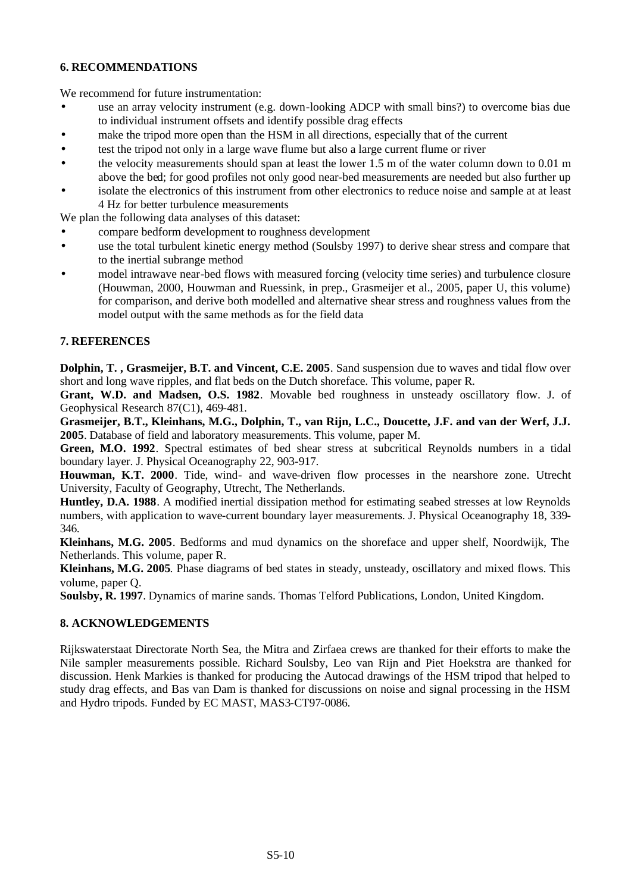## 6. RECOMMENDATIONS

We recommend for future instrumentation:

- use an array velocity instrument (e.g. down-looking ADCP with small bins?) to overcome bias due to individual instrument offsets and identify possible drag effects
- make the tripod more open than the HSM in all directions, especially that of the current
- test the tripod not only in a large wave flume but also a large current flume or river
- the velocity measurements should span at least the lower 1.5 m of the water column down to 0.01 m above the bed; for good profiles not only good near-bed measurements are needed but also further up
- isolate the electronics of this instrument from other electronics to reduce noise and sample at at least 4 Hz for better turbulence measurements

We plan the following data analyses of this dataset:

- compare bedform development to roughness development
- use the total turbulent kinetic energy method (Soulsby 1997) to derive shear stress and compare that to the inertial subrange method
- model intrawave near-bed flows with measured forcing (velocity time series) and turbulence closure (Houwman, 2000, Houwman and Ruessink, in prep., Grasmeijer et al., 2005, paper U, this volume) for comparison, and derive both modelled and alternative shear stress and roughness values from the model output with the same methods as for the field data

## 7. REFERENCES

**Dolphin, T. , Grasmeijer, B.T. and Vincent, C.E. 2005**. Sand suspension due to waves and tidal flow over short and long wave ripples, and flat beds on the Dutch shoreface. This volume, paper R.

**Grant, W.D. and Madsen, O.S. 1982**. Movable bed roughness in unsteady oscillatory flow. J. of Geophysical Research 87(C1), 469-481.

**Grasmeijer, B.T., Kleinhans, M.G., Dolphin, T., van Rijn, L.C., Doucette, J.F. and van der Werf, J.J. 2005**. Database of field and laboratory measurements. This volume, paper M.

**Green, M.O. 1992**. Spectral estimates of bed shear stress at subcritical Reynolds numbers in a tidal boundary layer. J. Physical Oceanography 22, 903-917.

**Houwman, K.T. 2000**. Tide, wind- and wave-driven flow processes in the nearshore zone. Utrecht University, Faculty of Geography, Utrecht, The Netherlands.

**Huntley, D.A. 1988**. A modified inertial dissipation method for estimating seabed stresses at low Reynolds numbers, with application to wave-current boundary layer measurements. J. Physical Oceanography 18, 339-346.

**Kleinhans, M.G. 2005**. Bedforms and mud dynamics on the shoreface and upper shelf, Noordwijk, The Netherlands. This volume, paper R.

**Kleinhans, M.G. 2005**. Phase diagrams of bed states in steady, unsteady, oscillatory and mixed flows. This volume, paper Q.

**Soulsby, R. 1997**. Dynamics of marine sands. Thomas Telford Publications, London, United Kingdom.

## 8. ACKNOWLEDGEMENTS

Rijkswaterstaat Directorate North Sea, the Mitra and Zirfaea crews are thanked for their efforts to make the Nile sampler measurements possible. Richard Soulsby, Leo van Rijn and Piet Hoekstra are thanked for discussion. Henk Markies is thanked for producing the Autocad drawings of the HSM tripod that helped to study drag effects, and Bas van Dam is thanked for discussions on noise and signal processing in the HSM and Hydro tripods. Funded by EC MAST, MAS3-CT97-0086.